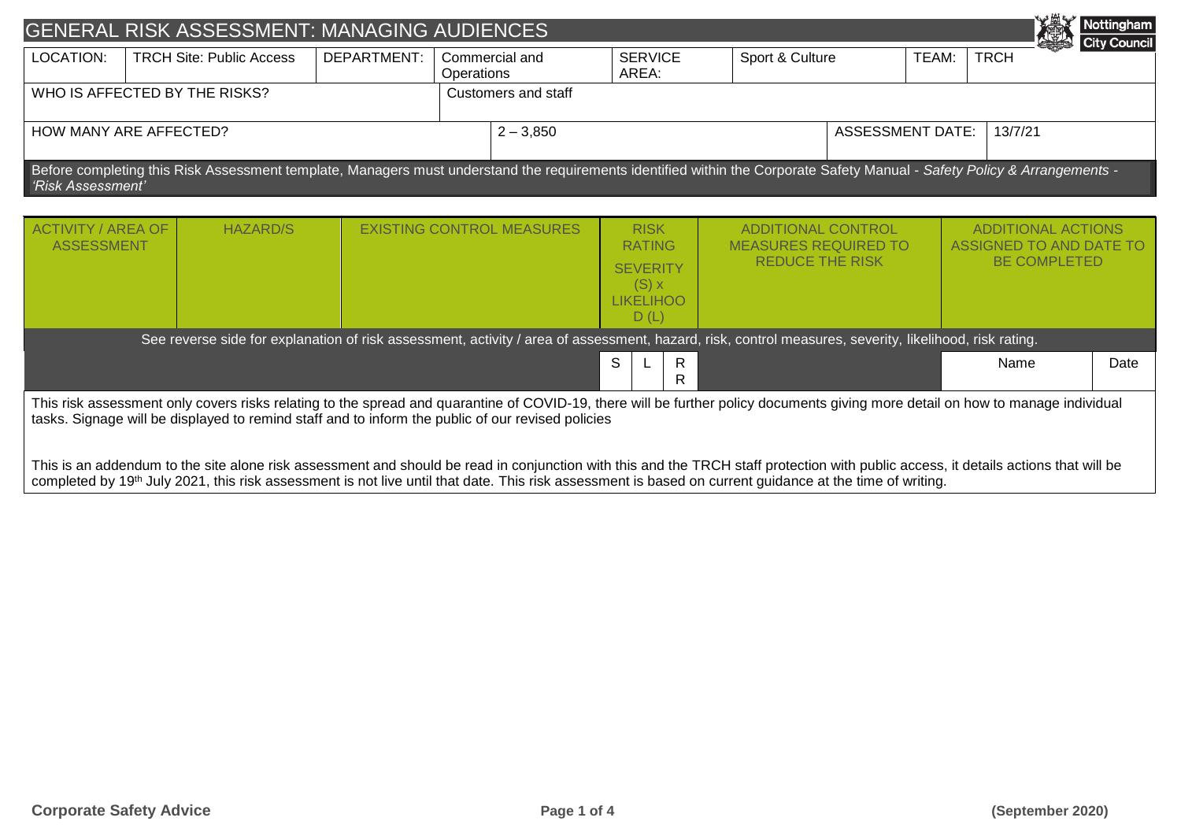# GENERAL RISK ASSESSMENT: MANAGING AUDIENCES

| LOCATION: | TRCH Site: Public Access | DEPARTMENT: | Commercial and Operations | SERVICE AREA: | Sport & Culture | TEAM: | TRCH |
|---|---|---|---|---|---|---|---|
| WHO IS AFFECTED BY THE RISKS? | | | Customers and staff | | | | |
| HOW MANY ARE AFFECTED? | | | 2 – 3,850 | | ASSESSMENT DATE: | 13/7/21 | |

Before completing this Risk Assessment template, Managers must understand the requirements identified within the Corporate Safety Manual - *Safety Policy & Arrangements - 'Risk Assessment'*

| ACTIVITY / AREA OF ASSESSMENT | HAZARD/S | EXISTING CONTROL MEASURES | RISK RATING SEVERITY (S) x LIKELIHOOD (L) | | | ADDITIONAL CONTROL MEASURES REQUIRED TO REDUCE THE RISK | ADDITIONAL ACTIONS ASSIGNED TO AND DATE TO BE COMPLETED | |
|---|---|---|---|---|---|---|---|---|
| See reverse side for explanation of risk assessment, activity / area of assessment, hazard, risk, control measures, severity, likelihood, risk rating. | | | | | | | | |
| | | | S | L | RR | | Name | Date |

This risk assessment only covers risks relating to the spread and quarantine of COVID-19, there will be further policy documents giving more detail on how to manage individual tasks. Signage will be displayed to remind staff and to inform the public of our revised policies

This is an addendum to the site alone risk assessment and should be read in conjunction with this and the TRCH staff protection with public access, it details actions that will be completed by 19th July 2021, this risk assessment is not live until that date. This risk assessment is based on current guidance at the time of writing.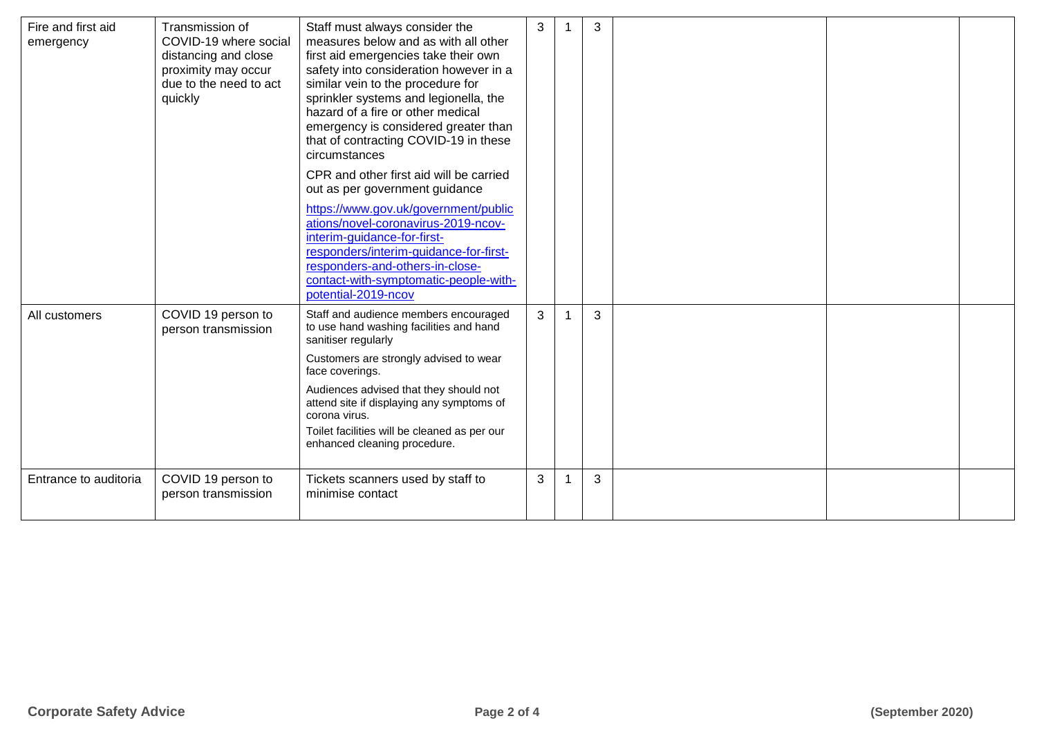| | | | | | | | | |
|---|---|---|---|---|---|---|---|---|
| Fire and first aid emergency | Transmission of COVID-19 where social distancing and close proximity may occur due to the need to act quickly | Staff must always consider the measures below and as with all other first aid emergencies take their own safety into consideration however in a similar vein to the procedure for sprinkler systems and legionella, the hazard of a fire or other medical emergency is considered greater than that of contracting COVID-19 in these circumstances<br><br>CPR and other first aid will be carried out as per government guidance<br><br>[https://www.gov.uk/government/publications/novel-coronavirus-2019-ncov-interim-guidance-for-first-responders/interim-guidance-for-first-responders-and-others-in-close-contact-with-symptomatic-people-with-potential-2019-ncov](https://www.gov.uk/government/publications/novel-coronavirus-2019-ncov-interim-guidance-for-first-responders/interim-guidance-for-first-responders-and-others-in-close-contact-with-symptomatic-people-with-potential-2019-ncov) | 3 | 1 | 3 | | | |
| All customers | COVID 19 person to person transmission | Staff and audience members encouraged to use hand washing facilities and hand sanitiser regularly<br><br>Customers are strongly advised to wear face coverings.<br><br>Audiences advised that they should not attend site if displaying any symptoms of corona virus.<br><br>Toilet facilities will be cleaned as per our enhanced cleaning procedure. | 3 | 1 | 3 | | | |
| Entrance to auditoria | COVID 19 person to person transmission | Tickets scanners used by staff to minimise contact | 3 | 1 | 3 | | | |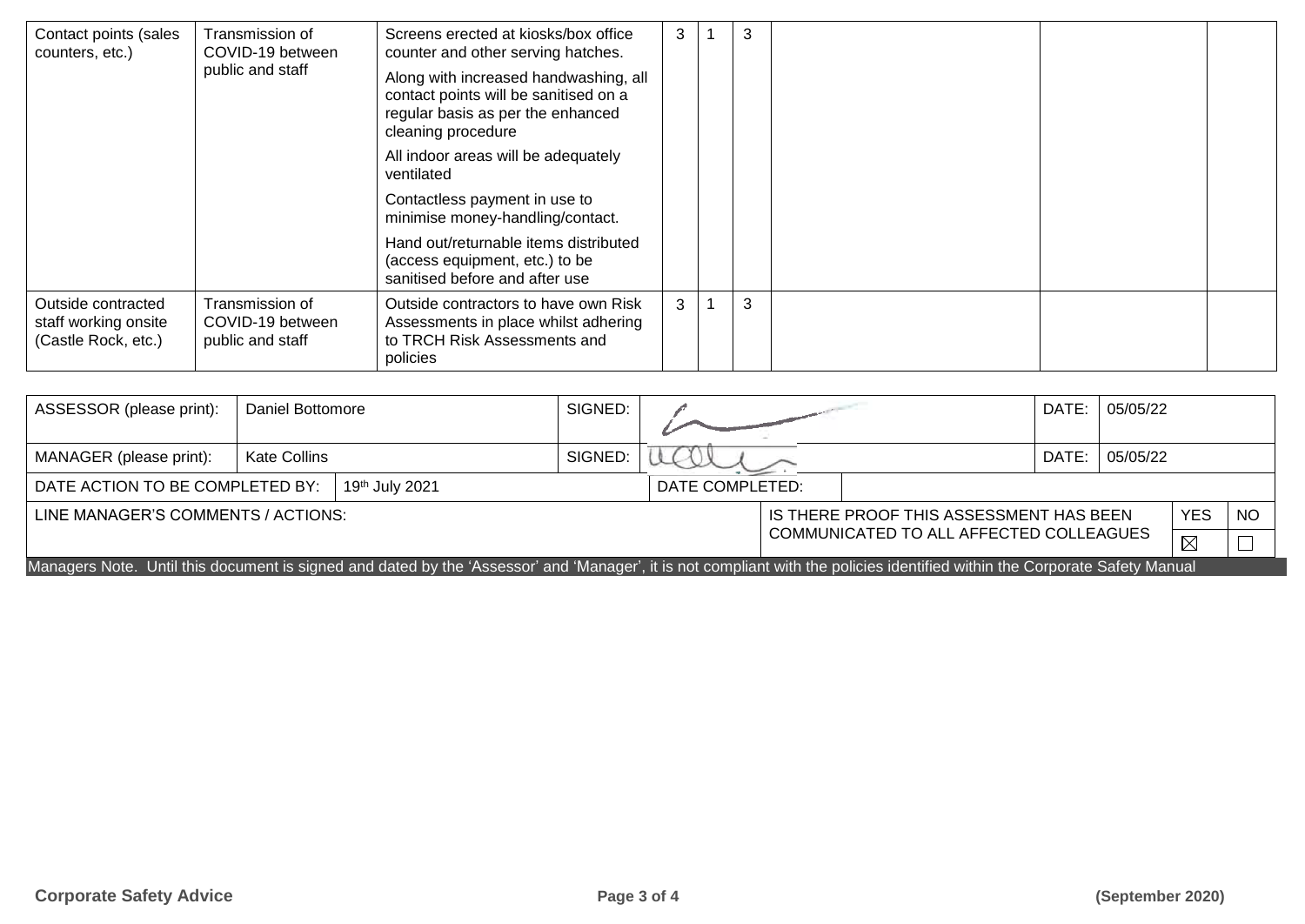| Contact points (sales counters, etc.) | Transmission of COVID-19 between public and staff | Screens erected at kiosks/box office counter and other serving hatches.<br>Along with increased handwashing, all contact points will be sanitised on a regular basis as per the enhanced cleaning procedure<br>All indoor areas will be adequately ventilated<br>Contactless payment in use to minimise money-handling/contact.<br>Hand out/returnable items distributed (access equipment, etc.) to be sanitised before and after use | 3 | 1 | 3 | | | |
|---|---|---|---|---|---|---|---|---|
| Outside contracted staff working onsite (Castle Rock, etc.) | Transmission of COVID-19 between public and staff | Outside contractors to have own Risk Assessments in place whilst adhering to TRCH Risk Assessments and policies | 3 | 1 | 3 | | | |

| ASSESSOR (please print): | Daniel Bottomore | SIGNED: | [signature] | DATE: | 05/05/22 |
|---|---|---|---|---|---|
| MANAGER (please print): | Kate Collins | SIGNED: | [signature] | DATE: | 05/05/22 |
| DATE ACTION TO BE COMPLETED BY: | 19th July 2021 | DATE COMPLETED: | | | |

| LINE MANAGER'S COMMENTS / ACTIONS: | IS THERE PROOF THIS ASSESSMENT HAS BEEN COMMUNICATED TO ALL AFFECTED COLLEAGUES | YES | NO |
|---|---|---|---|
| | | ☒ | ☐ |

Managers Note. Until this document is signed and dated by the 'Assessor' and 'Manager', it is not compliant with the policies identified within the Corporate Safety Manual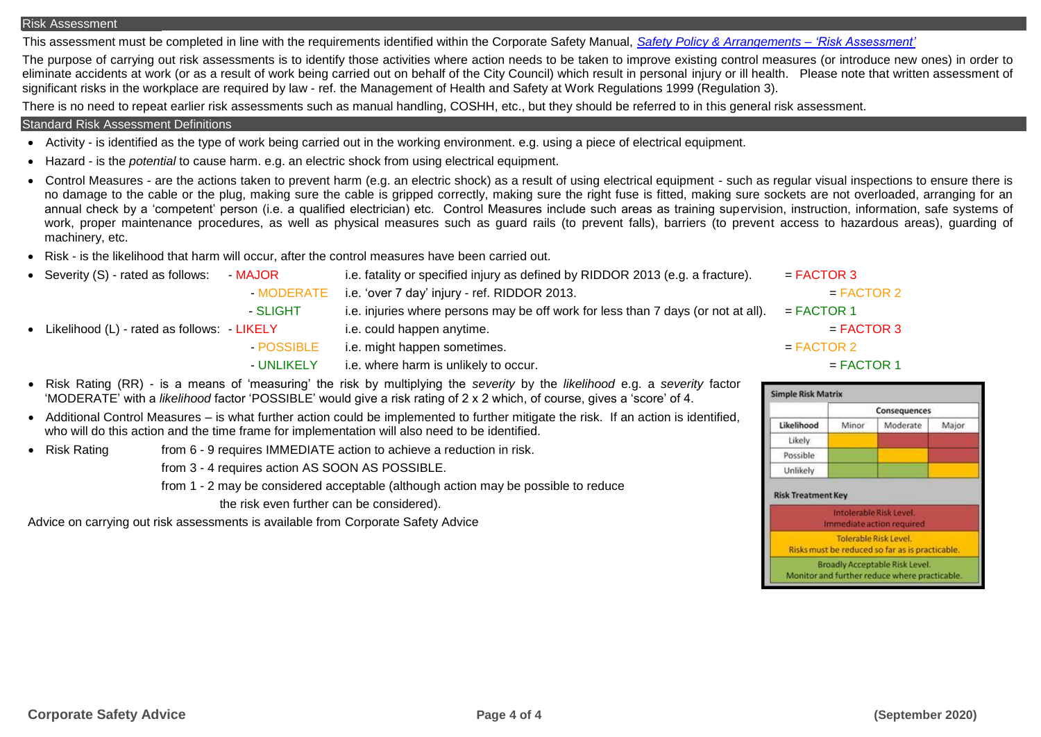## Risk Assessment

This assessment must be completed in line with the requirements identified within the Corporate Safety Manual, *Safety Policy & Arrangements – 'Risk Assessment'*

The purpose of carrying out risk assessments is to identify those activities where action needs to be taken to improve existing control measures (or introduce new ones) in order to eliminate accidents at work (or as a result of work being carried out on behalf of the City Council) which result in personal injury or ill health. Please note that written assessment of significant risks in the workplace are required by law - ref. the Management of Health and Safety at Work Regulations 1999 (Regulation 3).

There is no need to repeat earlier risk assessments such as manual handling, COSHH, etc., but they should be referred to in this general risk assessment.

## Standard Risk Assessment Definitions

- Activity - is identified as the type of work being carried out in the working environment. e.g. using a piece of electrical equipment.
- Hazard - is the *potential* to cause harm. e.g. an electric shock from using electrical equipment.
- Control Measures - are the actions taken to prevent harm (e.g. an electric shock) as a result of using electrical equipment - such as regular visual inspections to ensure there is no damage to the cable or the plug, making sure the cable is gripped correctly, making sure the right fuse is fitted, making sure sockets are not overloaded, arranging for an annual check by a 'competent' person (i.e. a qualified electrician) etc. Control Measures include such areas as training supervision, instruction, information, safe systems of work, proper maintenance procedures, as well as physical measures such as guard rails (to prevent falls), barriers (to prevent access to hazardous areas), guarding of machinery, etc.
- Risk - is the likelihood that harm will occur, after the control measures have been carried out.
- Severity (S) - rated as follows:
  - MAJOR i.e. fatality or specified injury as defined by RIDDOR 2013 (e.g. a fracture). = FACTOR 3
  - MODERATE i.e. 'over 7 day' injury - ref. RIDDOR 2013. = FACTOR 2
  - SLIGHT i.e. injuries where persons may be off work for less than 7 days (or not at all). = FACTOR 1
- Likelihood (L) - rated as follows:
  - LIKELY i.e. could happen anytime. = FACTOR 3
  - POSSIBLE i.e. might happen sometimes. = FACTOR 2
  - UNLIKELY i.e. where harm is unlikely to occur. = FACTOR 1
- Risk Rating (RR) - is a means of 'measuring' the risk by multiplying the *severity* by the *likelihood* e.g. a *severity* factor 'MODERATE' with a *likelihood* factor 'POSSIBLE' would give a risk rating of 2 x 2 which, of course, gives a 'score' of 4.
- Additional Control Measures – is what further action could be implemented to further mitigate the risk. If an action is identified, who will do this action and the time frame for implementation will also need to be identified.
- Risk Rating from 6 - 9 requires IMMEDIATE action to achieve a reduction in risk.
  from 3 - 4 requires action AS SOON AS POSSIBLE.
  from 1 - 2 may be considered acceptable (although action may be possible to reduce the risk even further can be considered).

Advice on carrying out risk assessments is available from Corporate Safety Advice

**Simple Risk Matrix**

| | Consequences | | |
|---|---|---|---|
| Likelihood | Minor | Moderate | Major |
| Likely | Tolerable | Intolerable | Intolerable |
| Possible | Broadly Acceptable | Tolerable | Intolerable |
| Unlikely | Broadly Acceptable | Broadly Acceptable | Tolerable |

**Risk Treatment Key**

- Intolerable Risk Level. Immediate action required
- Tolerable Risk Level. Risks must be reduced so far as is practicable.
- Broadly Acceptable Risk Level. Monitor and further reduce where practicable.

**Corporate Safety Advice** **(September 2020)**